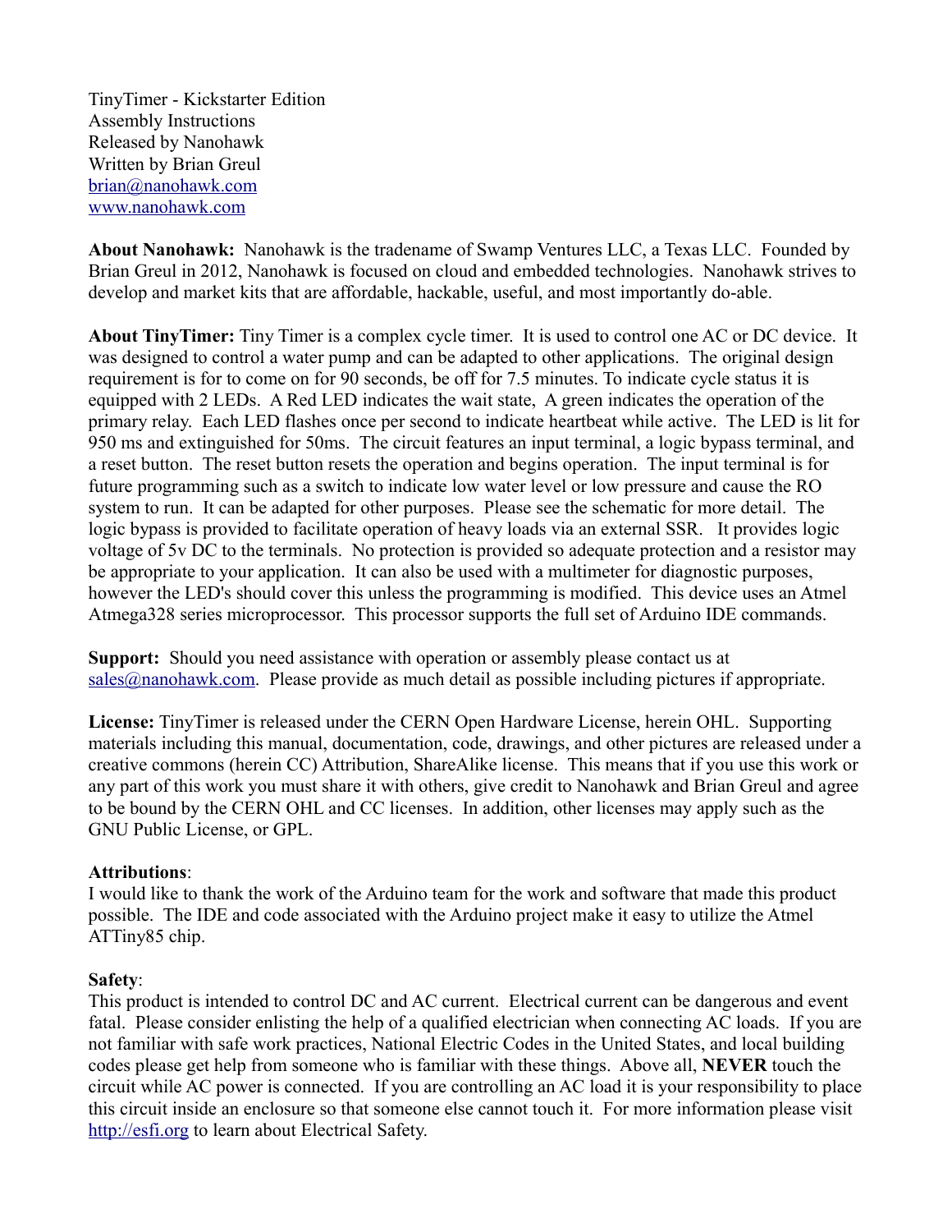TinyTimer - Kickstarter Edition
Assembly Instructions
Released by Nanohawk
Written by Brian Greul
brian@nanohawk.com
www.nanohawk.com

**About Nanohawk:** Nanohawk is the tradename of Swamp Ventures LLC, a Texas LLC. Founded by Brian Greul in 2012, Nanohawk is focused on cloud and embedded technologies. Nanohawk strives to develop and market kits that are affordable, hackable, useful, and most importantly do-able.

**About TinyTimer:** Tiny Timer is a complex cycle timer. It is used to control one AC or DC device. It was designed to control a water pump and can be adapted to other applications. The original design requirement is for to come on for 90 seconds, be off for 7.5 minutes. To indicate cycle status it is equipped with 2 LEDs. A Red LED indicates the wait state, A green indicates the operation of the primary relay. Each LED flashes once per second to indicate heartbeat while active. The LED is lit for 950 ms and extinguished for 50ms. The circuit features an input terminal, a logic bypass terminal, and a reset button. The reset button resets the operation and begins operation. The input terminal is for future programming such as a switch to indicate low water level or low pressure and cause the RO system to run. It can be adapted for other purposes. Please see the schematic for more detail. The logic bypass is provided to facilitate operation of heavy loads via an external SSR. It provides logic voltage of 5v DC to the terminals. No protection is provided so adequate protection and a resistor may be appropriate to your application. It can also be used with a multimeter for diagnostic purposes, however the LED's should cover this unless the programming is modified. This device uses an Atmel Atmega328 series microprocessor. This processor supports the full set of Arduino IDE commands.

**Support:** Should you need assistance with operation or assembly please contact us at sales@nanohawk.com. Please provide as much detail as possible including pictures if appropriate.

**License:** TinyTimer is released under the CERN Open Hardware License, herein OHL. Supporting materials including this manual, documentation, code, drawings, and other pictures are released under a creative commons (herein CC) Attribution, ShareAlike license. This means that if you use this work or any part of this work you must share it with others, give credit to Nanohawk and Brian Greul and agree to be bound by the CERN OHL and CC licenses. In addition, other licenses may apply such as the GNU Public License, or GPL.

**Attributions**:
I would like to thank the work of the Arduino team for the work and software that made this product possible. The IDE and code associated with the Arduino project make it easy to utilize the Atmel ATTiny85 chip.

**Safety**:
This product is intended to control DC and AC current. Electrical current can be dangerous and event fatal. Please consider enlisting the help of a qualified electrician when connecting AC loads. If you are not familiar with safe work practices, National Electric Codes in the United States, and local building codes please get help from someone who is familiar with these things. Above all, **NEVER** touch the circuit while AC power is connected. If you are controlling an AC load it is your responsibility to place this circuit inside an enclosure so that someone else cannot touch it. For more information please visit http://esfi.org to learn about Electrical Safety.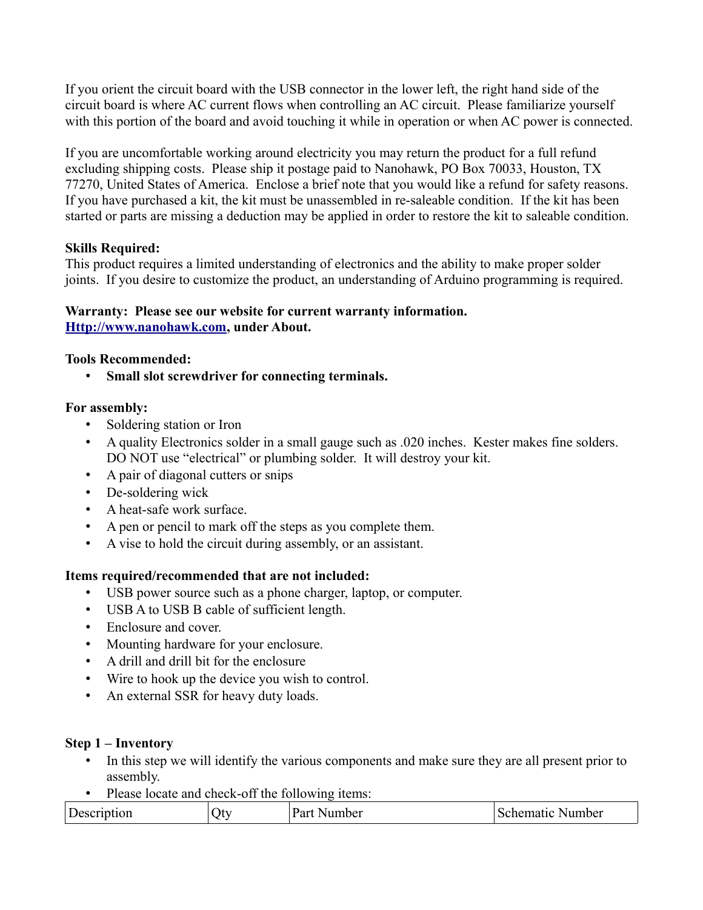If you orient the circuit board with the USB connector in the lower left, the right hand side of the circuit board is where AC current flows when controlling an AC circuit. Please familiarize yourself with this portion of the board and avoid touching it while in operation or when AC power is connected.

If you are uncomfortable working around electricity you may return the product for a full refund excluding shipping costs. Please ship it postage paid to Nanohawk, PO Box 70033, Houston, TX 77270, United States of America. Enclose a brief note that you would like a refund for safety reasons. If you have purchased a kit, the kit must be unassembled in re-saleable condition. If the kit has been started or parts are missing a deduction may be applied in order to restore the kit to saleable condition.

**Skills Required:**
This product requires a limited understanding of electronics and the ability to make proper solder joints. If you desire to customize the product, an understanding of Arduino programming is required.

**Warranty: Please see our website for current warranty information. [Http://www.nanohawk.com](Http://www.nanohawk.com), under About.**

**Tools Recommended:**

- **Small slot screwdriver for connecting terminals.**

**For assembly:**

- Soldering station or Iron
- A quality Electronics solder in a small gauge such as .020 inches. Kester makes fine solders. DO NOT use "electrical" or plumbing solder. It will destroy your kit.
- A pair of diagonal cutters or snips
- De-soldering wick
- A heat-safe work surface.
- A pen or pencil to mark off the steps as you complete them.
- A vise to hold the circuit during assembly, or an assistant.

**Items required/recommended that are not included:**

- USB power source such as a phone charger, laptop, or computer.
- USB A to USB B cable of sufficient length.
- Enclosure and cover.
- Mounting hardware for your enclosure.
- A drill and drill bit for the enclosure
- Wire to hook up the device you wish to control.
- An external SSR for heavy duty loads.

**Step 1 – Inventory**

- In this step we will identify the various components and make sure they are all present prior to assembly.
- Please locate and check-off the following items:

| Description | Qty | Part Number | Schematic Number |
|---|---|---|---|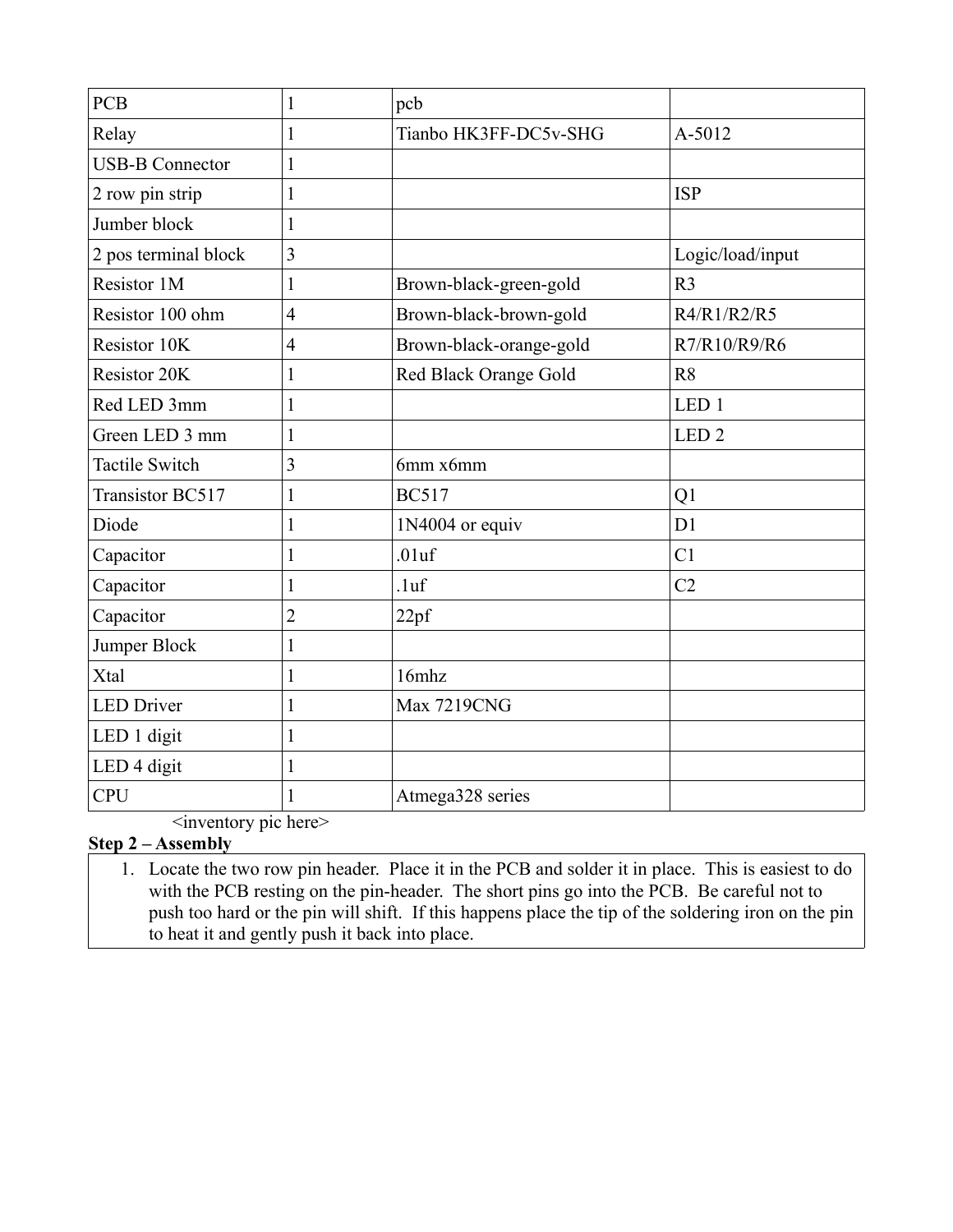| PCB | 1 | pcb | |
|---|---|---|---|
| Relay | 1 | Tianbo HK3FF-DC5v-SHG | A-5012 |
| USB-B Connector | 1 | | |
| 2 row pin strip | 1 | | ISP |
| Jumber block | 1 | | |
| 2 pos terminal block | 3 | | Logic/load/input |
| Resistor 1M | 1 | Brown-black-green-gold | R3 |
| Resistor 100 ohm | 4 | Brown-black-brown-gold | R4/R1/R2/R5 |
| Resistor 10K | 4 | Brown-black-orange-gold | R7/R10/R9/R6 |
| Resistor 20K | 1 | Red Black Orange Gold | R8 |
| Red LED 3mm | 1 | | LED 1 |
| Green LED 3 mm | 1 | | LED 2 |
| Tactile Switch | 3 | 6mm x6mm | |
| Transistor BC517 | 1 | BC517 | Q1 |
| Diode | 1 | 1N4004 or equiv | D1 |
| Capacitor | 1 | .01uf | C1 |
| Capacitor | 1 | .1uf | C2 |
| Capacitor | 2 | 22pf | |
| Jumper Block | 1 | | |
| Xtal | 1 | 16mhz | |
| LED Driver | 1 | Max 7219CNG | |
| LED 1 digit | 1 | | |
| LED 4 digit | 1 | | |
| CPU | 1 | Atmega328 series | |

<inventory pic here>

**Step 2 – Assembly**

1. Locate the two row pin header. Place it in the PCB and solder it in place. This is easiest to do with the PCB resting on the pin-header. The short pins go into the PCB. Be careful not to push too hard or the pin will shift. If this happens place the tip of the soldering iron on the pin to heat it and gently push it back into place.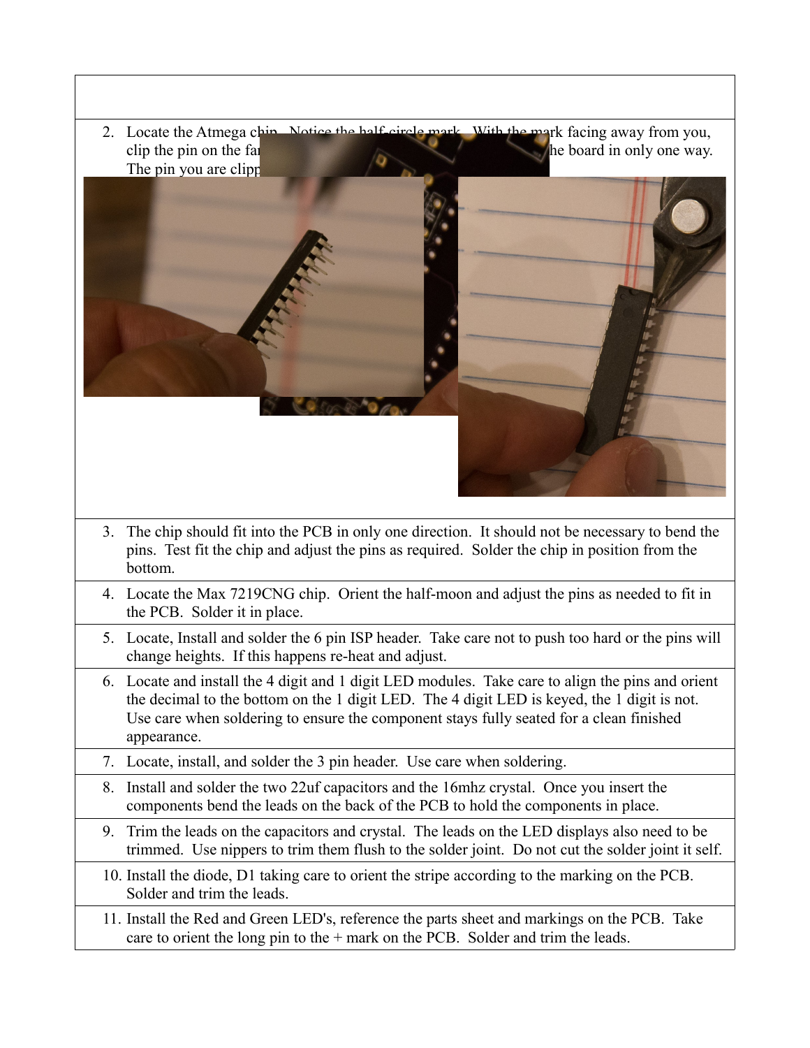2. Locate the Atmega chip. Notice the half-circle mark. With the mark facing away from you, clip the pin on the far ... he board in only one way. The pin you are clipp...

3. The chip should fit into the PCB in only one direction. It should not be necessary to bend the pins. Test fit the chip and adjust the pins as required. Solder the chip in position from the bottom.

4. Locate the Max 7219CNG chip. Orient the half-moon and adjust the pins as needed to fit in the PCB. Solder it in place.

5. Locate, Install and solder the 6 pin ISP header. Take care not to push too hard or the pins will change heights. If this happens re-heat and adjust.

6. Locate and install the 4 digit and 1 digit LED modules. Take care to align the pins and orient the decimal to the bottom on the 1 digit LED. The 4 digit LED is keyed, the 1 digit is not. Use care when soldering to ensure the component stays fully seated for a clean finished appearance.

7. Locate, install, and solder the 3 pin header. Use care when soldering.

8. Install and solder the two 22uf capacitors and the 16mhz crystal. Once you insert the components bend the leads on the back of the PCB to hold the components in place.

9. Trim the leads on the capacitors and crystal. The leads on the LED displays also need to be trimmed. Use nippers to trim them flush to the solder joint. Do not cut the solder joint it self.

10. Install the diode, D1 taking care to orient the stripe according to the marking on the PCB. Solder and trim the leads.

11. Install the Red and Green LED's, reference the parts sheet and markings on the PCB. Take care to orient the long pin to the + mark on the PCB. Solder and trim the leads.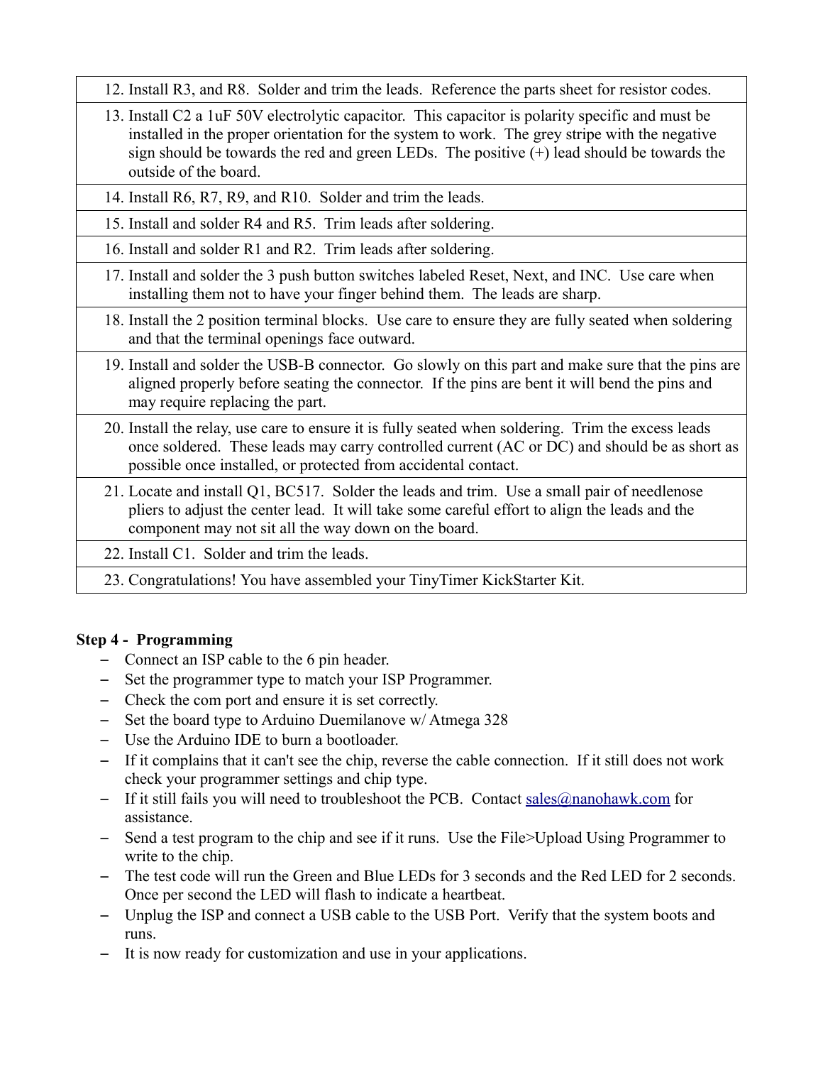| |
|---|
| 12. Install R3, and R8. Solder and trim the leads. Reference the parts sheet for resistor codes. |
| 13. Install C2 a 1uF 50V electrolytic capacitor. This capacitor is polarity specific and must be installed in the proper orientation for the system to work. The grey stripe with the negative sign should be towards the red and green LEDs. The positive (+) lead should be towards the outside of the board. |
| 14. Install R6, R7, R9, and R10. Solder and trim the leads. |
| 15. Install and solder R4 and R5. Trim leads after soldering. |
| 16. Install and solder R1 and R2. Trim leads after soldering. |
| 17. Install and solder the 3 push button switches labeled Reset, Next, and INC. Use care when installing them not to have your finger behind them. The leads are sharp. |
| 18. Install the 2 position terminal blocks. Use care to ensure they are fully seated when soldering and that the terminal openings face outward. |
| 19. Install and solder the USB-B connector. Go slowly on this part and make sure that the pins are aligned properly before seating the connector. If the pins are bent it will bend the pins and may require replacing the part. |
| 20. Install the relay, use care to ensure it is fully seated when soldering. Trim the excess leads once soldered. These leads may carry controlled current (AC or DC) and should be as short as possible once installed, or protected from accidental contact. |
| 21. Locate and install Q1, BC517. Solder the leads and trim. Use a small pair of needlenose pliers to adjust the center lead. It will take some careful effort to align the leads and the component may not sit all the way down on the board. |
| 22. Install C1. Solder and trim the leads. |
| 23. Congratulations! You have assembled your TinyTimer KickStarter Kit. |

**Step 4 - Programming**

- Connect an ISP cable to the 6 pin header.
- Set the programmer type to match your ISP Programmer.
- Check the com port and ensure it is set correctly.
- Set the board type to Arduino Duemilanove w/ Atmega 328
- Use the Arduino IDE to burn a bootloader.
- If it complains that it can't see the chip, reverse the cable connection. If it still does not work check your programmer settings and chip type.
- If it still fails you will need to troubleshoot the PCB. Contact sales@nanohawk.com for assistance.
- Send a test program to the chip and see if it runs. Use the File>Upload Using Programmer to write to the chip.
- The test code will run the Green and Blue LEDs for 3 seconds and the Red LED for 2 seconds. Once per second the LED will flash to indicate a heartbeat.
- Unplug the ISP and connect a USB cable to the USB Port. Verify that the system boots and runs.
- It is now ready for customization and use in your applications.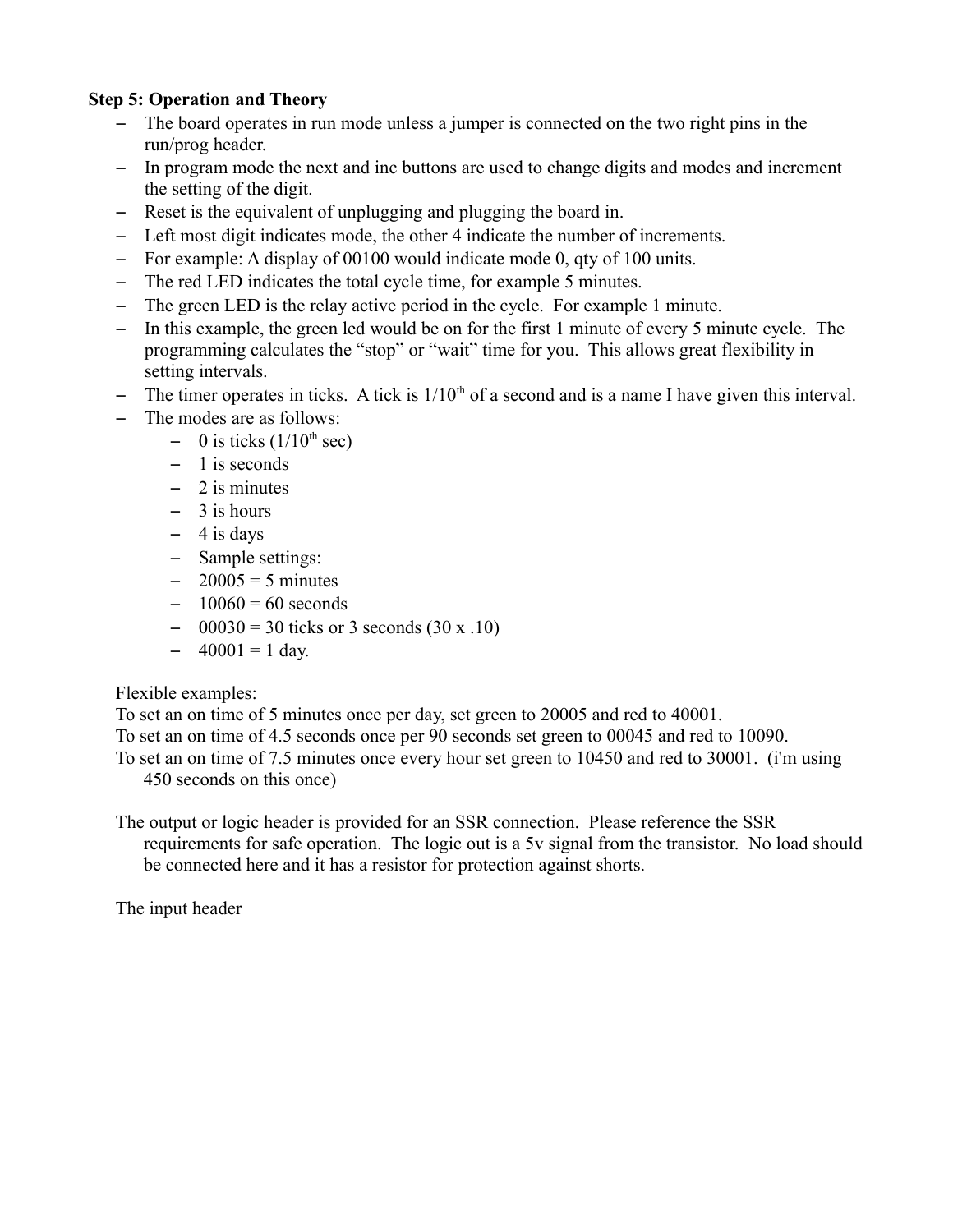**Step 5: Operation and Theory**

- The board operates in run mode unless a jumper is connected on the two right pins in the run/prog header.
- In program mode the next and inc buttons are used to change digits and modes and increment the setting of the digit.
- Reset is the equivalent of unplugging and plugging the board in.
- Left most digit indicates mode, the other 4 indicate the number of increments.
- For example: A display of 00100 would indicate mode 0, qty of 100 units.
- The red LED indicates the total cycle time, for example 5 minutes.
- The green LED is the relay active period in the cycle. For example 1 minute.
- In this example, the green led would be on for the first 1 minute of every 5 minute cycle. The programming calculates the "stop" or "wait" time for you. This allows great flexibility in setting intervals.
- The timer operates in ticks. A tick is 1/10th of a second and is a name I have given this interval.
- The modes are as follows:
  - 0 is ticks (1/10th sec)
  - 1 is seconds
  - 2 is minutes
  - 3 is hours
  - 4 is days
  - Sample settings:
  - 20005 = 5 minutes
  - 10060 = 60 seconds
  - 00030 = 30 ticks or 3 seconds (30 x .10)
  - 40001 = 1 day.

Flexible examples:

To set an on time of 5 minutes once per day, set green to 20005 and red to 40001.

To set an on time of 4.5 seconds once per 90 seconds set green to 00045 and red to 10090.

To set an on time of 7.5 minutes once every hour set green to 10450 and red to 30001. (i'm using 450 seconds on this once)

The output or logic header is provided for an SSR connection. Please reference the SSR requirements for safe operation. The logic out is a 5v signal from the transistor. No load should be connected here and it has a resistor for protection against shorts.

The input header